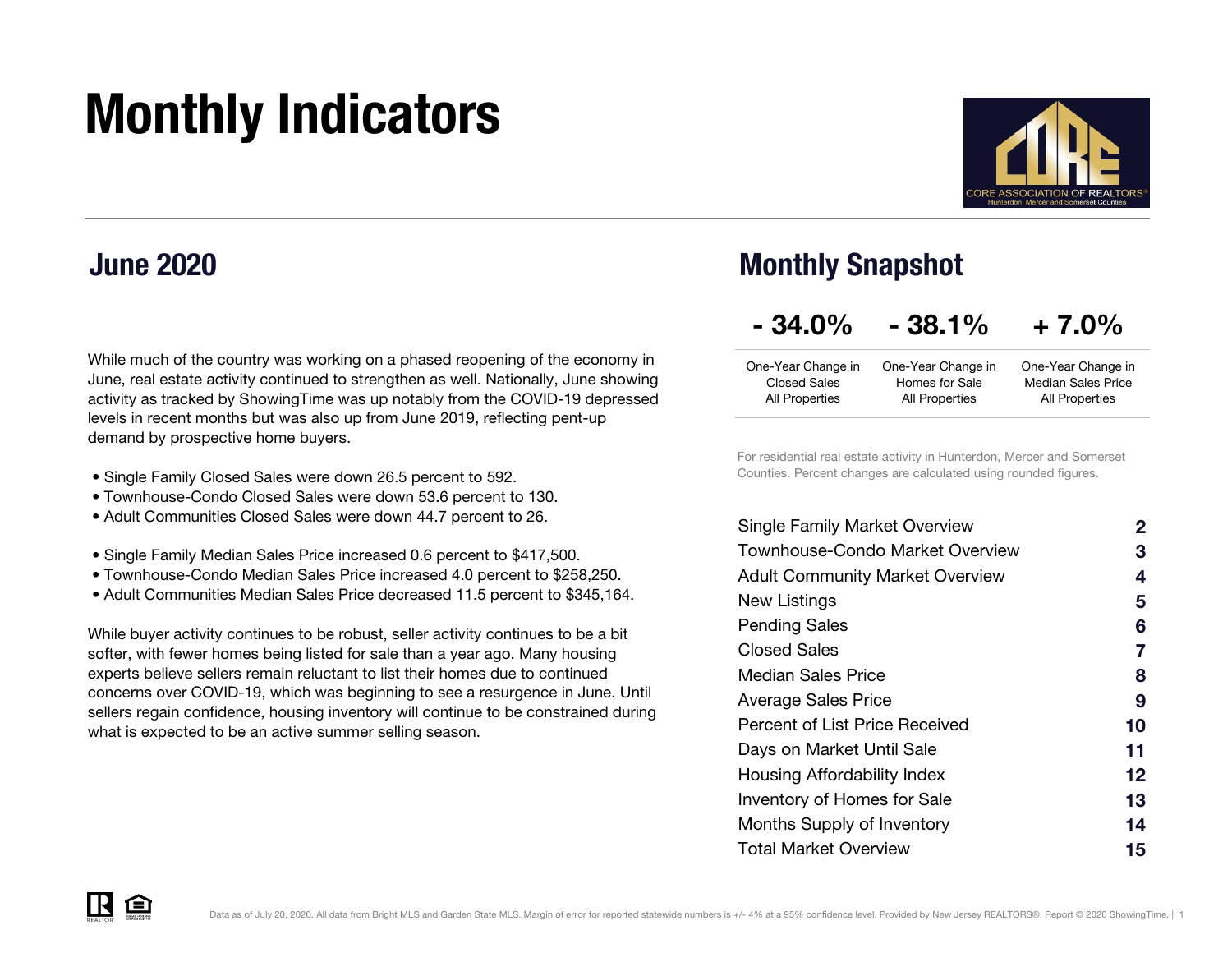# Monthly Indicators

## June 2020

While much of the country was working on a phased reopening of the economy in June, real estate activity continued to strengthen as well. Nationally, June showing activity as tracked by ShowingTime was up notably from the COVID-19 depressed levels in recent months but was also up from June 2019, reflecting pent-up demand by prospective home buyers.

- Single Family Closed Sales were down 26.5 percent to 592.
- Townhouse-Condo Closed Sales were down 53.6 percent to 130.
- Adult Communities Closed Sales were down 44.7 percent to 26.

- Single Family Median Sales Price increased 0.6 percent to $417,500.
- Townhouse-Condo Median Sales Price increased 4.0 percent to $258,250.
- Adult Communities Median Sales Price decreased 11.5 percent to $345,164.

While buyer activity continues to be robust, seller activity continues to be a bit softer, with fewer homes being listed for sale than a year ago. Many housing experts believe sellers remain reluctant to list their homes due to continued concerns over COVID-19, which was beginning to see a resurgence in June. Until sellers regain confidence, housing inventory will continue to be constrained during what is expected to be an active summer selling season.

## Monthly Snapshot

| - 34.0% | - 38.1% | + 7.0% |
|---|---|---|
| One-Year Change in Closed Sales All Properties | One-Year Change in Homes for Sale All Properties | One-Year Change in Median Sales Price All Properties |

For residential real estate activity in Hunterdon, Mercer and Somerset Counties. Percent changes are calculated using rounded figures.

| | |
|---|---|
| Single Family Market Overview | 2 |
| Townhouse-Condo Market Overview | 3 |
| Adult Community Market Overview | 4 |
| New Listings | 5 |
| Pending Sales | 6 |
| Closed Sales | 7 |
| Median Sales Price | 8 |
| Average Sales Price | 9 |
| Percent of List Price Received | 10 |
| Days on Market Until Sale | 11 |
| Housing Affordability Index | 12 |
| Inventory of Homes for Sale | 13 |
| Months Supply of Inventory | 14 |
| Total Market Overview | 15 |

Data as of July 20, 2020. All data from Bright MLS and Garden State MLS. Margin of error for reported statewide numbers is +/- 4% at a 95% confidence level. Provided by New Jersey REALTORS®. Report © 2020 ShowingTime.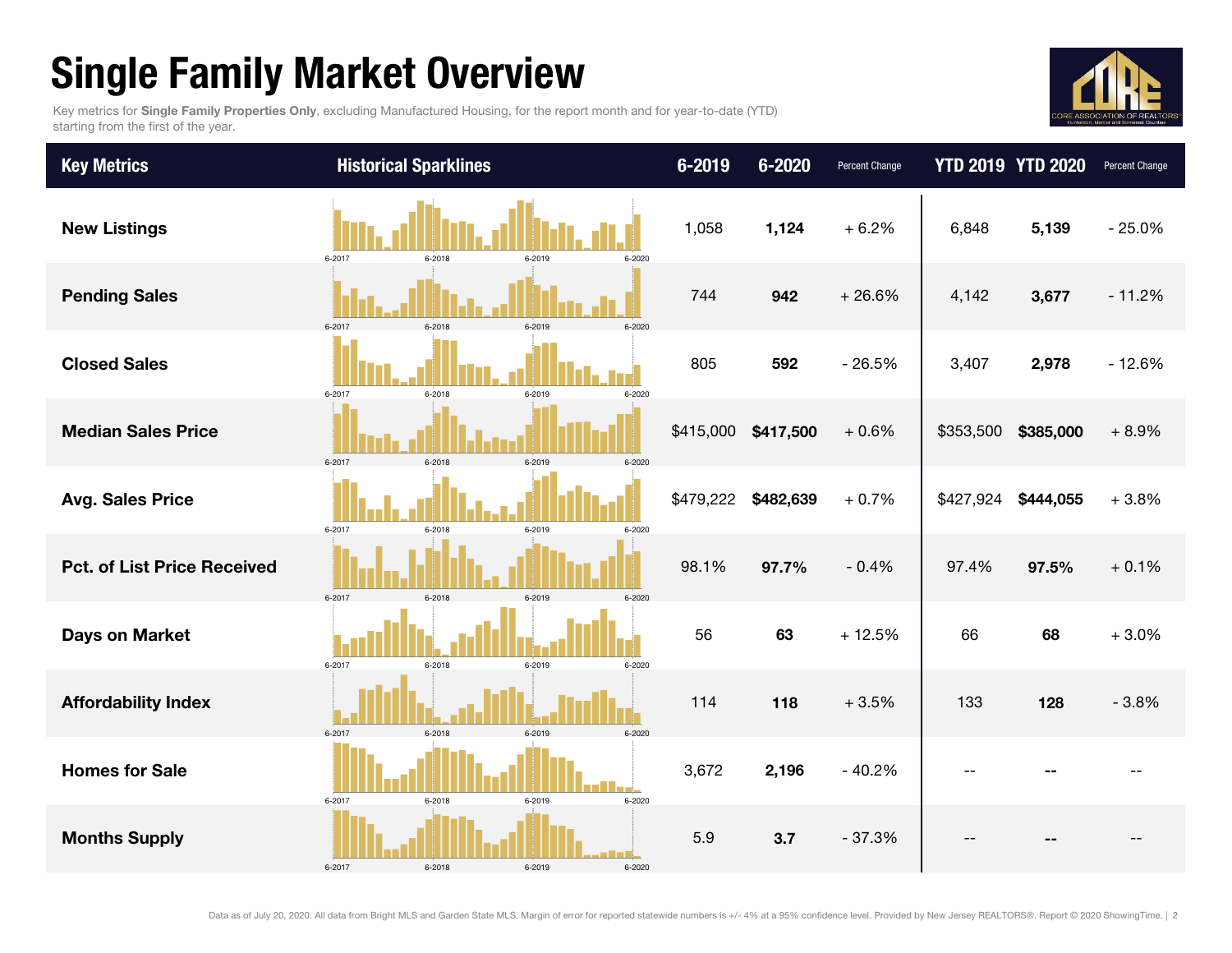# Single Family Market Overview

Key metrics for **Single Family Properties Only**, excluding Manufactured Housing, for the report month and for year-to-date (YTD) starting from the first of the year.

| Key Metrics | Historical Sparklines | 6-2019 | 6-2020 | Percent Change | YTD 2019 | YTD 2020 | Percent Change |
|---|---|---|---|---|---|---|---|
| **New Listings** | 6-2017 6-2018 6-2019 6-2020 | 1,058 | **1,124** | + 6.2% | 6,848 | **5,139** | - 25.0% |
| **Pending Sales** | 6-2017 6-2018 6-2019 6-2020 | 744 | **942** | + 26.6% | 4,142 | **3,677** | - 11.2% |
| **Closed Sales** | 6-2017 6-2018 6-2019 6-2020 | 805 | **592** | - 26.5% | 3,407 | **2,978** | - 12.6% |
| **Median Sales Price** | 6-2017 6-2018 6-2019 6-2020 | $415,000 | **$417,500** | + 0.6% | $353,500 | **$385,000** | + 8.9% |
| **Avg. Sales Price** | 6-2017 6-2018 6-2019 6-2020 | $479,222 | **$482,639** | + 0.7% | $427,924 | **$444,055** | + 3.8% |
| **Pct. of List Price Received** | 6-2017 6-2018 6-2019 6-2020 | 98.1% | **97.7%** | - 0.4% | 97.4% | **97.5%** | + 0.1% |
| **Days on Market** | 6-2017 6-2018 6-2019 6-2020 | 56 | **63** | + 12.5% | 66 | **68** | + 3.0% |
| **Affordability Index** | 6-2017 6-2018 6-2019 6-2020 | 114 | **118** | + 3.5% | 133 | **128** | - 3.8% |
| **Homes for Sale** | 6-2017 6-2018 6-2019 6-2020 | 3,672 | **2,196** | - 40.2% | -- | **--** | -- |
| **Months Supply** | 6-2017 6-2018 6-2019 6-2020 | 5.9 | **3.7** | - 37.3% | -- | **--** | -- |

Data as of July 20, 2020. All data from Bright MLS and Garden State MLS. Margin of error for reported statewide numbers is +/- 4% at a 95% confidence level. Provided by New Jersey REALTORS®. Report © 2020 ShowingTime.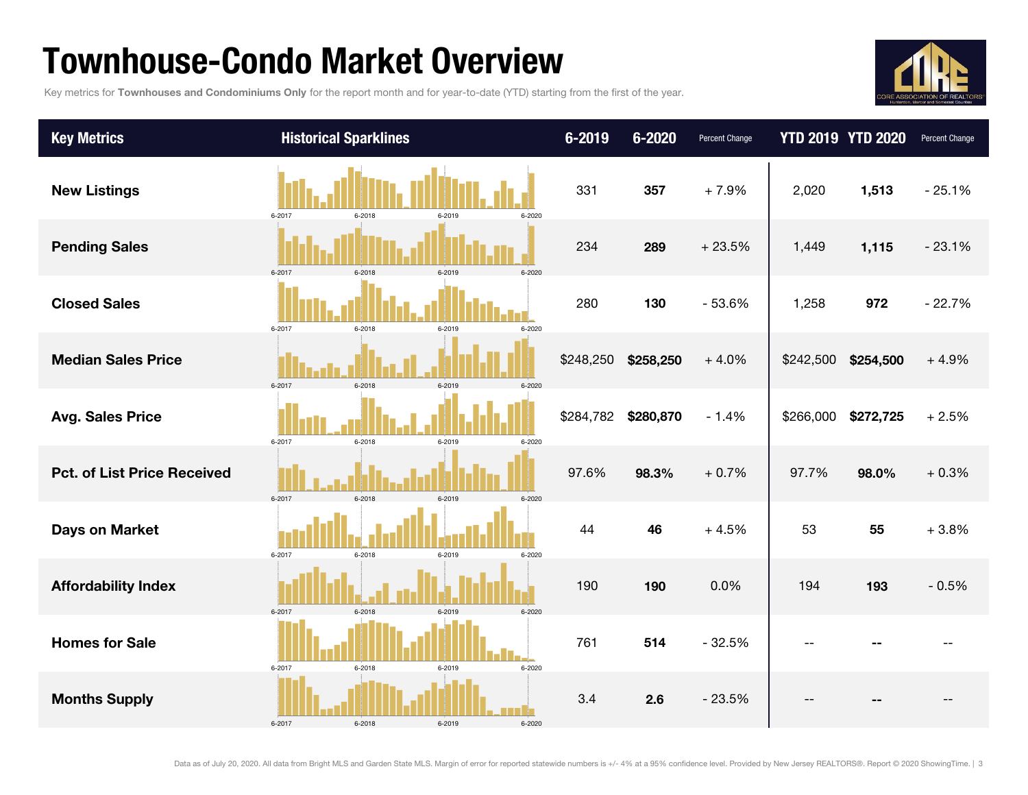# Townhouse-Condo Market Overview

Key metrics for **Townhouses and Condominiums Only** for the report month and for year-to-date (YTD) starting from the first of the year.

| Key Metrics | Historical Sparklines | 6-2019 | 6-2020 | Percent Change | YTD 2019 | YTD 2020 | Percent Change |
|---|---|---|---|---|---|---|---|
| **New Listings** | 6-2017 6-2018 6-2019 6-2020 | 331 | **357** | + 7.9% | 2,020 | **1,513** | - 25.1% |
| **Pending Sales** | 6-2017 6-2018 6-2019 6-2020 | 234 | **289** | + 23.5% | 1,449 | **1,115** | - 23.1% |
| **Closed Sales** | 6-2017 6-2018 6-2019 6-2020 | 280 | **130** | - 53.6% | 1,258 | **972** | - 22.7% |
| **Median Sales Price** | 6-2017 6-2018 6-2019 6-2020 | $248,250 | **$258,250** | + 4.0% | $242,500 | **$254,500** | + 4.9% |
| **Avg. Sales Price** | 6-2017 6-2018 6-2019 6-2020 | $284,782 | **$280,870** | - 1.4% | $266,000 | **$272,725** | + 2.5% |
| **Pct. of List Price Received** | 6-2017 6-2018 6-2019 6-2020 | 97.6% | **98.3%** | + 0.7% | 97.7% | **98.0%** | + 0.3% |
| **Days on Market** | 6-2017 6-2018 6-2019 6-2020 | 44 | **46** | + 4.5% | 53 | **55** | + 3.8% |
| **Affordability Index** | 6-2017 6-2018 6-2019 6-2020 | 190 | **190** | 0.0% | 194 | **193** | - 0.5% |
| **Homes for Sale** | 6-2017 6-2018 6-2019 6-2020 | 761 | **514** | - 32.5% | -- | **--** | -- |
| **Months Supply** | 6-2017 6-2018 6-2019 6-2020 | 3.4 | **2.6** | - 23.5% | -- | **--** | -- |

Data as of July 20, 2020. All data from Bright MLS and Garden State MLS. Margin of error for reported statewide numbers is +/- 4% at a 95% confidence level. Provided by New Jersey REALTORS®. Report © 2020 ShowingTime.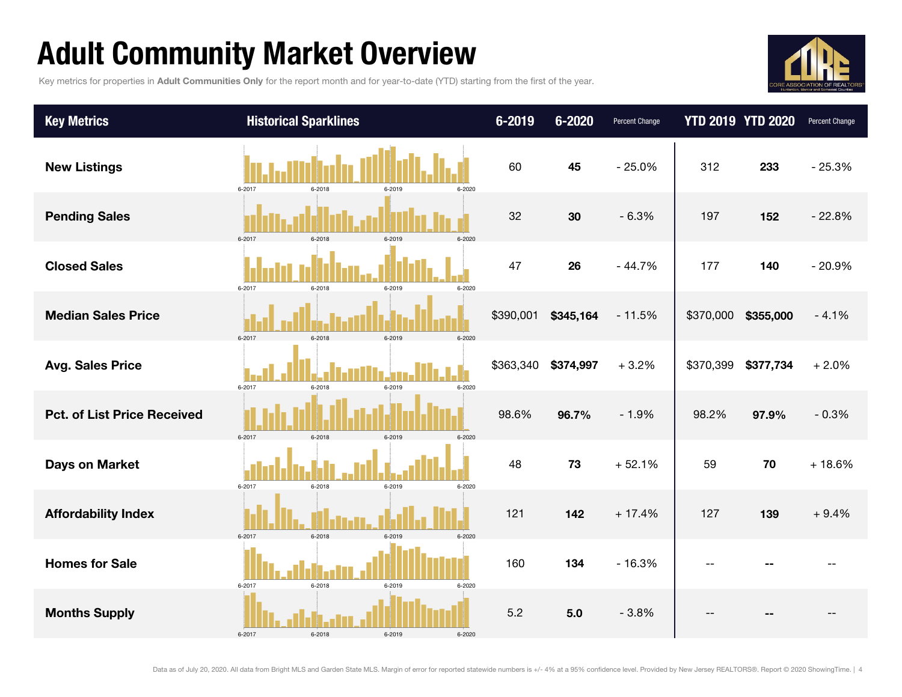# Adult Community Market Overview

Key metrics for properties in **Adult Communities Only** for the report month and for year-to-date (YTD) starting from the first of the year.

| Key Metrics | Historical Sparklines | 6-2019 | 6-2020 | Percent Change | YTD 2019 | YTD 2020 | Percent Change |
|---|---|---|---|---|---|---|---|
| **New Listings** | 6-2017 6-2018 6-2019 6-2020 | 60 | **45** | - 25.0% | 312 | **233** | - 25.3% |
| **Pending Sales** | 6-2017 6-2018 6-2019 6-2020 | 32 | **30** | - 6.3% | 197 | **152** | - 22.8% |
| **Closed Sales** | 6-2017 6-2018 6-2019 6-2020 | 47 | **26** | - 44.7% | 177 | **140** | - 20.9% |
| **Median Sales Price** | 6-2017 6-2018 6-2019 6-2020 | $390,001 | **$345,164** | - 11.5% | $370,000 | **$355,000** | - 4.1% |
| **Avg. Sales Price** | 6-2017 6-2018 6-2019 6-2020 | $363,340 | **$374,997** | + 3.2% | $370,399 | **$377,734** | + 2.0% |
| **Pct. of List Price Received** | 6-2017 6-2018 6-2019 6-2020 | 98.6% | **96.7%** | - 1.9% | 98.2% | **97.9%** | - 0.3% |
| **Days on Market** | 6-2017 6-2018 6-2019 6-2020 | 48 | **73** | + 52.1% | 59 | **70** | + 18.6% |
| **Affordability Index** | 6-2017 6-2018 6-2019 6-2020 | 121 | **142** | + 17.4% | 127 | **139** | + 9.4% |
| **Homes for Sale** | 6-2017 6-2018 6-2019 6-2020 | 160 | **134** | - 16.3% | -- | **--** | -- |
| **Months Supply** | 6-2017 6-2018 6-2019 6-2020 | 5.2 | **5.0** | - 3.8% | -- | **--** | -- |

Data as of July 20, 2020. All data from Bright MLS and Garden State MLS. Margin of error for reported statewide numbers is +/- 4% at a 95% confidence level. Provided by New Jersey REALTORS®. Report © 2020 ShowingTime.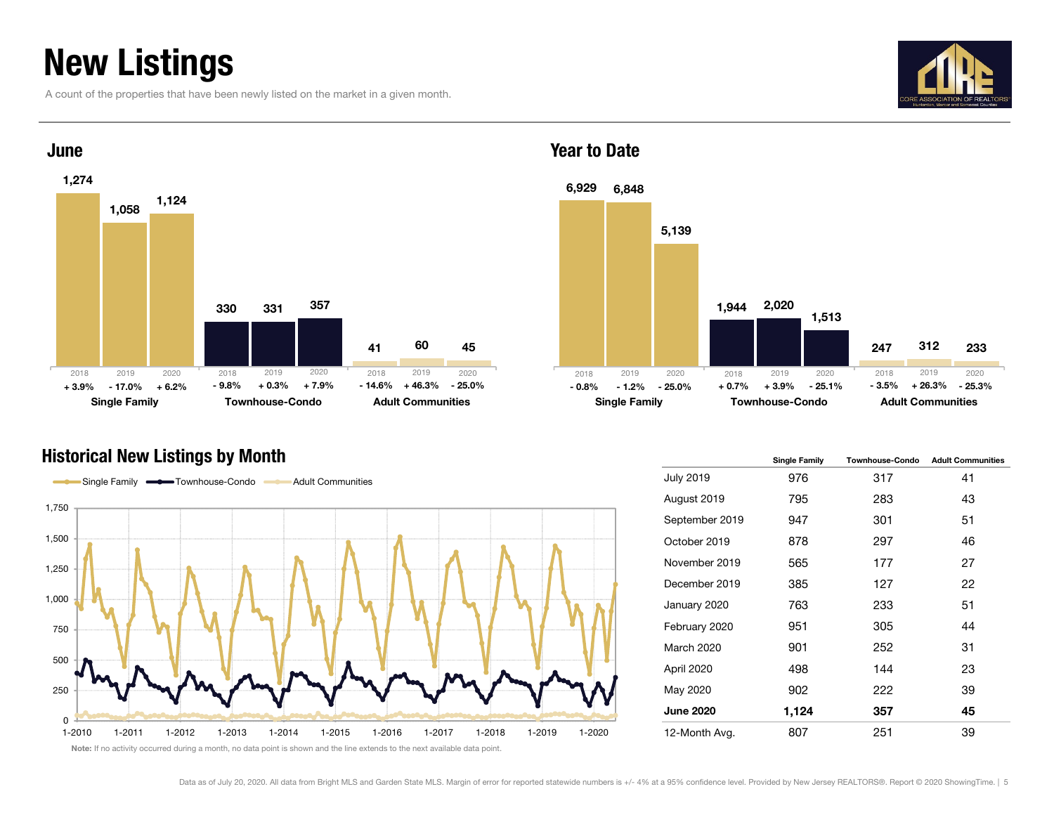# New Listings

A count of the properties that have been newly listed on the market in a given month.

CORE ASSOCIATION OF REALTORS® Hunterdon, Mercer and Somerset Counties

## June

1,274
1,058
1,124
330
331
357
41
60
45

2018 2019 2020 2018 2019 2020 2018 2019 2020

+ 3.9% - 17.0% + 6.2% - 9.8% + 0.3% + 7.9% - 14.6% + 46.3% - 25.0%

Single Family Townhouse-Condo Adult Communities

## Year to Date

6,929
6,848
5,139
1,944
2,020
1,513
247
312
233

2018 2019 2020 2018 2019 2020 2018 2019 2020

- 0.8% - 1.2% - 25.0% + 0.7% + 3.9% - 25.1% - 3.5% + 26.3% - 25.3%

Single Family Townhouse-Condo Adult Communities

## Historical New Listings by Month

Single Family Townhouse-Condo Adult Communities

1,750
1,500
1,250
1,000
750
500
250
0

1-2010 1-2011 1-2012 1-2013 1-2014 1-2015 1-2016 1-2017 1-2018 1-2019 1-2020

**Note:** If no activity occurred during a month, no data point is shown and the line extends to the next available data point.

| | Single Family | Townhouse-Condo | Adult Communities |
|---|---|---|---|
| July 2019 | 976 | 317 | 41 |
| August 2019 | 795 | 283 | 43 |
| September 2019 | 947 | 301 | 51 |
| October 2019 | 878 | 297 | 46 |
| November 2019 | 565 | 177 | 27 |
| December 2019 | 385 | 127 | 22 |
| January 2020 | 763 | 233 | 51 |
| February 2020 | 951 | 305 | 44 |
| March 2020 | 901 | 252 | 31 |
| April 2020 | 498 | 144 | 23 |
| May 2020 | 902 | 222 | 39 |
| **June 2020** | **1,124** | **357** | **45** |
| 12-Month Avg. | 807 | 251 | 39 |

Data as of July 20, 2020. All data from Bright MLS and Garden State MLS. Margin of error for reported statewide numbers is +/- 4% at a 95% confidence level. Provided by New Jersey REALTORS®. Report © 2020 ShowingTime.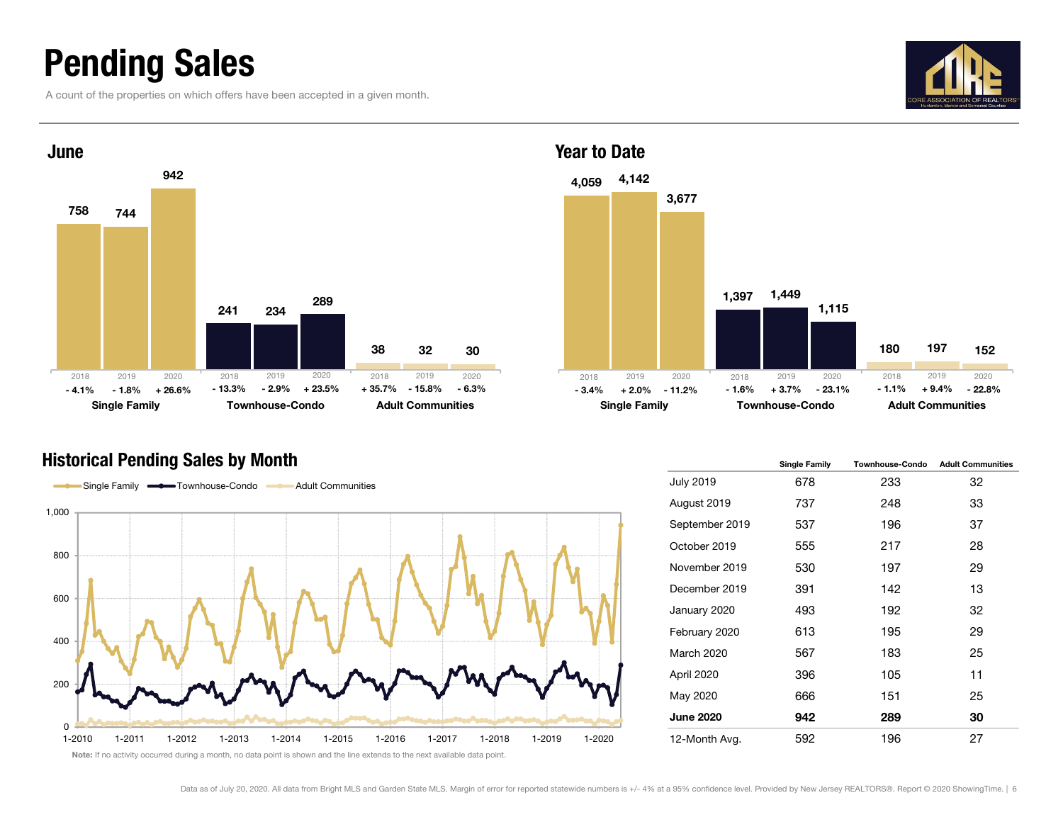# Pending Sales

A count of the properties on which offers have been accepted in a given month.

## June

758 744 942
2018 2019 2020
- 4.1% - 1.8% + 26.6%
Single Family

241 234 289
2018 2019 2020
- 13.3% - 2.9% + 23.5%
Townhouse-Condo

38 32 30
2018 2019 2020
+ 35.7% - 15.8% - 6.3%
Adult Communities

## Year to Date

4,059 4,142 3,677
2018 2019 2020
- 3.4% + 2.0% - 11.2%
Single Family

1,397 1,449 1,115
2018 2019 2020
- 1.6% + 3.7% - 23.1%
Townhouse-Condo

180 197 152
2018 2019 2020
- 1.1% + 9.4% - 22.8%
Adult Communities

## Historical Pending Sales by Month

Single Family — Townhouse-Condo — Adult Communities

0, 200, 400, 600, 800, 1,000

1-2010 1-2011 1-2012 1-2013 1-2014 1-2015 1-2016 1-2017 1-2018 1-2019 1-2020

**Note:** If no activity occurred during a month, no data point is shown and the line extends to the next available data point.

| | Single Family | Townhouse-Condo | Adult Communities |
|---|---|---|---|
| July 2019 | 678 | 233 | 32 |
| August 2019 | 737 | 248 | 33 |
| September 2019 | 537 | 196 | 37 |
| October 2019 | 555 | 217 | 28 |
| November 2019 | 530 | 197 | 29 |
| December 2019 | 391 | 142 | 13 |
| January 2020 | 493 | 192 | 32 |
| February 2020 | 613 | 195 | 29 |
| March 2020 | 567 | 183 | 25 |
| April 2020 | 396 | 105 | 11 |
| May 2020 | 666 | 151 | 25 |
| **June 2020** | **942** | **289** | **30** |
| 12-Month Avg. | 592 | 196 | 27 |

Data as of July 20, 2020. All data from Bright MLS and Garden State MLS. Margin of error for reported statewide numbers is +/- 4% at a 95% confidence level. Provided by New Jersey REALTORS®. Report © 2020 ShowingTime.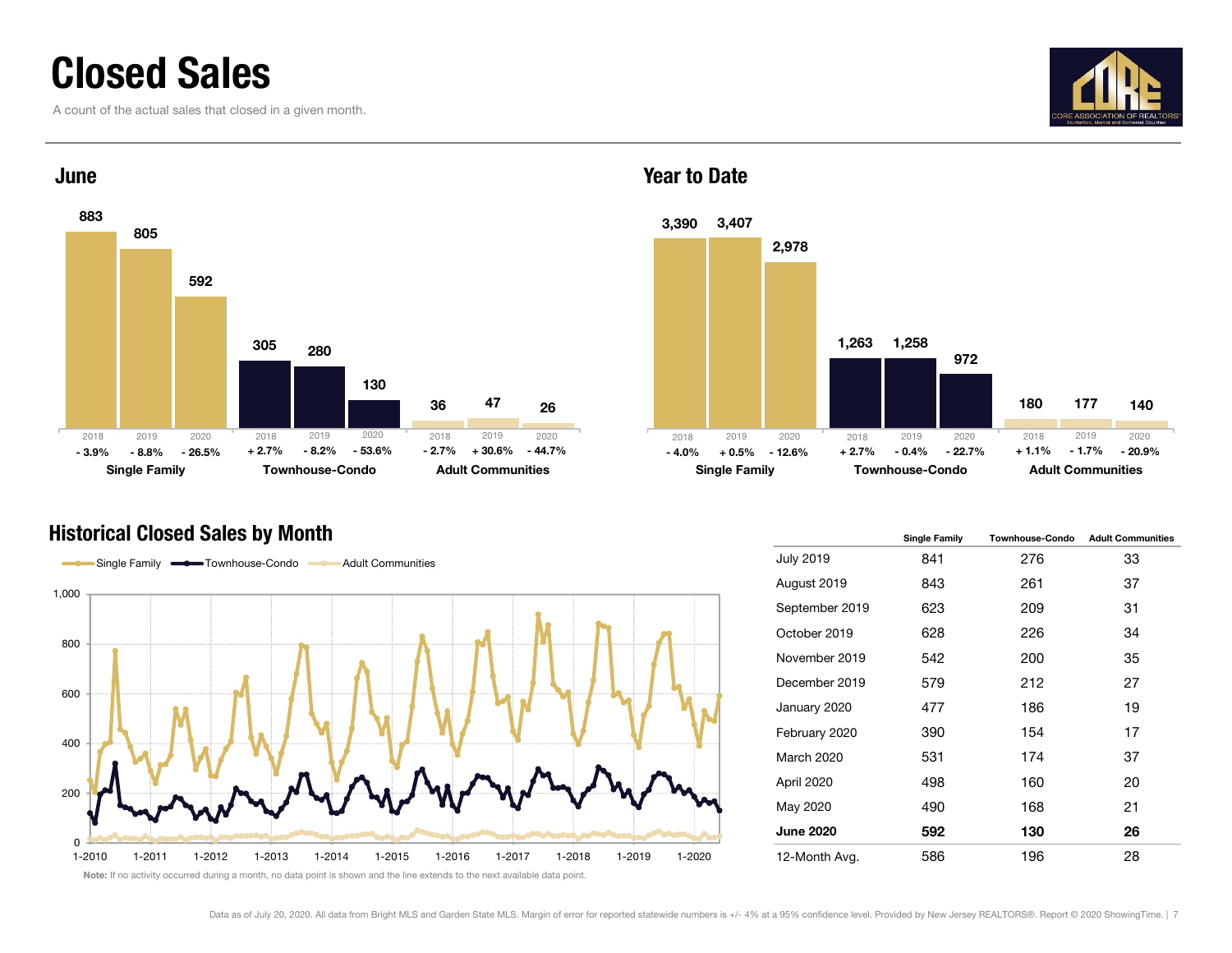# Closed Sales

A count of the actual sales that closed in a given month.

## June

883
805
592
305
280
130
36
47
26

2018 2019 2020 2018 2019 2020 2018 2019 2020

- 3.9% - 8.8% - 26.5% + 2.7% - 8.2% - 53.6% - 2.7% + 30.6% - 44.7%

Single Family Townhouse-Condo Adult Communities

## Year to Date

3,390
3,407
2,978
1,263
1,258
972
180
177
140

2018 2019 2020 2018 2019 2020 2018 2019 2020

- 4.0% + 0.5% - 12.6% + 2.7% - 0.4% - 22.7% + 1.1% - 1.7% - 20.9%

Single Family Townhouse-Condo Adult Communities

## Historical Closed Sales by Month

Single Family Townhouse-Condo Adult Communities

1,000
800
600
400
200
0

1-2010 1-2011 1-2012 1-2013 1-2014 1-2015 1-2016 1-2017 1-2018 1-2019 1-2020

**Note:** If no activity occurred during a month, no data point is shown and the line extends to the next available data point.

| | Single Family | Townhouse-Condo | Adult Communities |
|---|---|---|---|
| July 2019 | 841 | 276 | 33 |
| August 2019 | 843 | 261 | 37 |
| September 2019 | 623 | 209 | 31 |
| October 2019 | 628 | 226 | 34 |
| November 2019 | 542 | 200 | 35 |
| December 2019 | 579 | 212 | 27 |
| January 2020 | 477 | 186 | 19 |
| February 2020 | 390 | 154 | 17 |
| March 2020 | 531 | 174 | 37 |
| April 2020 | 498 | 160 | 20 |
| May 2020 | 490 | 168 | 21 |
| **June 2020** | **592** | **130** | **26** |
| 12-Month Avg. | 586 | 196 | 28 |

Data as of July 20, 2020. All data from Bright MLS and Garden State MLS. Margin of error for reported statewide numbers is +/- 4% at a 95% confidence level. Provided by New Jersey REALTORS®. Report © 2020 ShowingTime.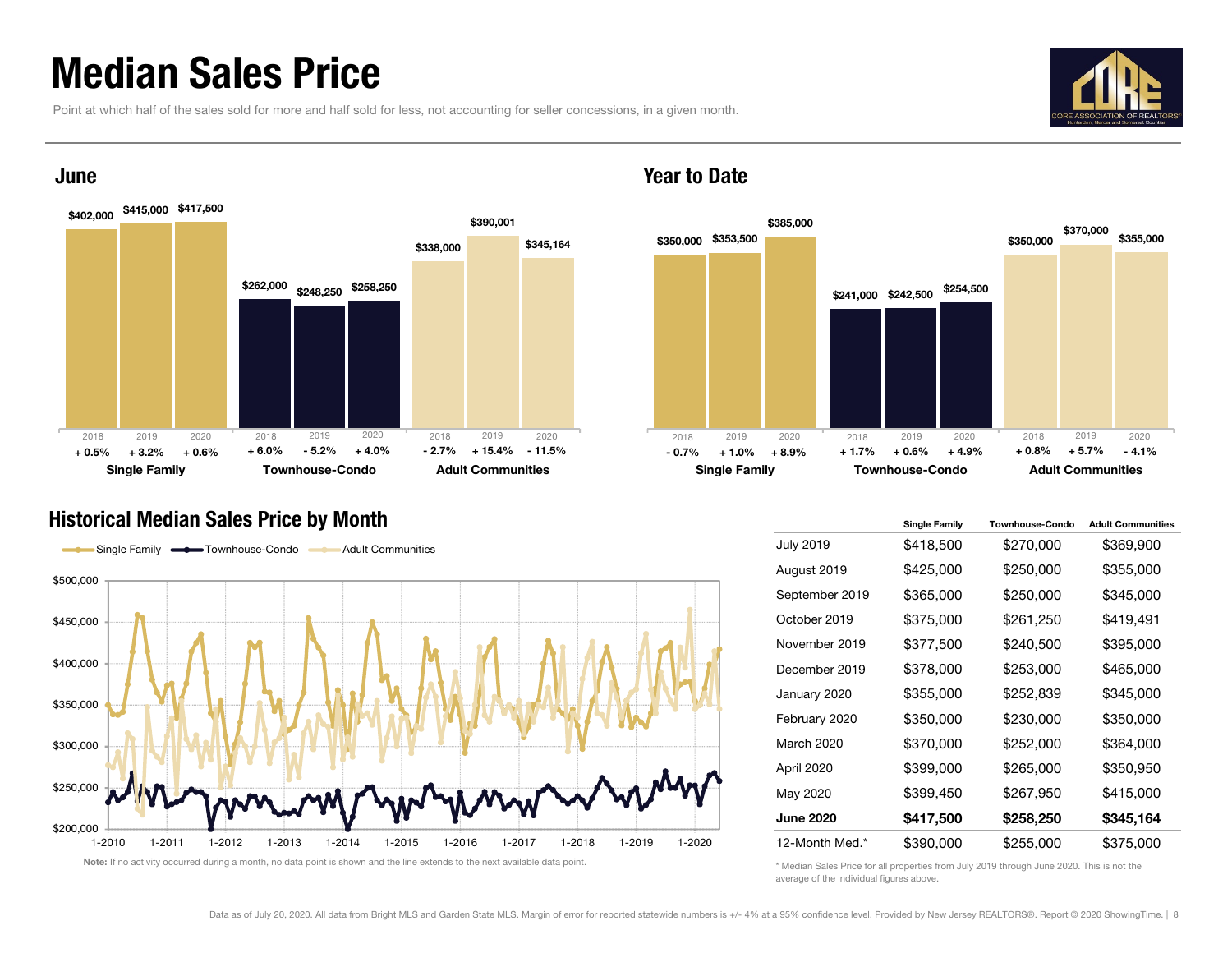# Median Sales Price

Point at which half of the sales sold for more and half sold for less, not accounting for seller concessions, in a given month.

## June

$402,000 $415,000 $417,500
$262,000 $248,250 $258,250
$338,000 $390,001 $345,164

2018 2019 2020 2018 2019 2020 2018 2019 2020

+ 0.5% + 3.2% + 0.6% + 6.0% - 5.2% + 4.0% - 2.7% + 15.4% - 11.5%

Single Family Townhouse-Condo Adult Communities

## Year to Date

$350,000 $353,500 $385,000
$241,000 $242,500 $254,500
$350,000 $370,000 $355,000

2018 2019 2020 2018 2019 2020 2018 2019 2020

- 0.7% + 1.0% + 8.9% + 1.7% + 0.6% + 4.9% + 0.8% + 5.7% - 4.1%

Single Family Townhouse-Condo Adult Communities

## Historical Median Sales Price by Month

Single Family Townhouse-Condo Adult Communities

$500,000 $450,000 $400,000 $350,000 $300,000 $250,000 $200,000

1-2010 1-2011 1-2012 1-2013 1-2014 1-2015 1-2016 1-2017 1-2018 1-2019 1-2020

**Note:** If no activity occurred during a month, no data point is shown and the line extends to the next available data point.

| | Single Family | Townhouse-Condo | Adult Communities |
|---|---|---|---|
| July 2019 | $418,500 | $270,000 | $369,900 |
| August 2019 | $425,000 | $250,000 | $355,000 |
| September 2019 | $365,000 | $250,000 | $345,000 |
| October 2019 | $375,000 | $261,250 | $419,491 |
| November 2019 | $377,500 | $240,500 | $395,000 |
| December 2019 | $378,000 | $253,000 | $465,000 |
| January 2020 | $355,000 | $252,839 | $345,000 |
| February 2020 | $350,000 | $230,000 | $350,000 |
| March 2020 | $370,000 | $252,000 | $364,000 |
| April 2020 | $399,000 | $265,000 | $350,950 |
| May 2020 | $399,450 | $267,950 | $415,000 |
| **June 2020** | **$417,500** | **$258,250** | **$345,164** |
| 12-Month Med.* | $390,000 | $255,000 | $375,000 |

* Median Sales Price for all properties from July 2019 through June 2020. This is not the average of the individual figures above.

Data as of July 20, 2020. All data from Bright MLS and Garden State MLS. Margin of error for reported statewide numbers is +/- 4% at a 95% confidence level. Provided by New Jersey REALTORS®. Report © 2020 ShowingTime.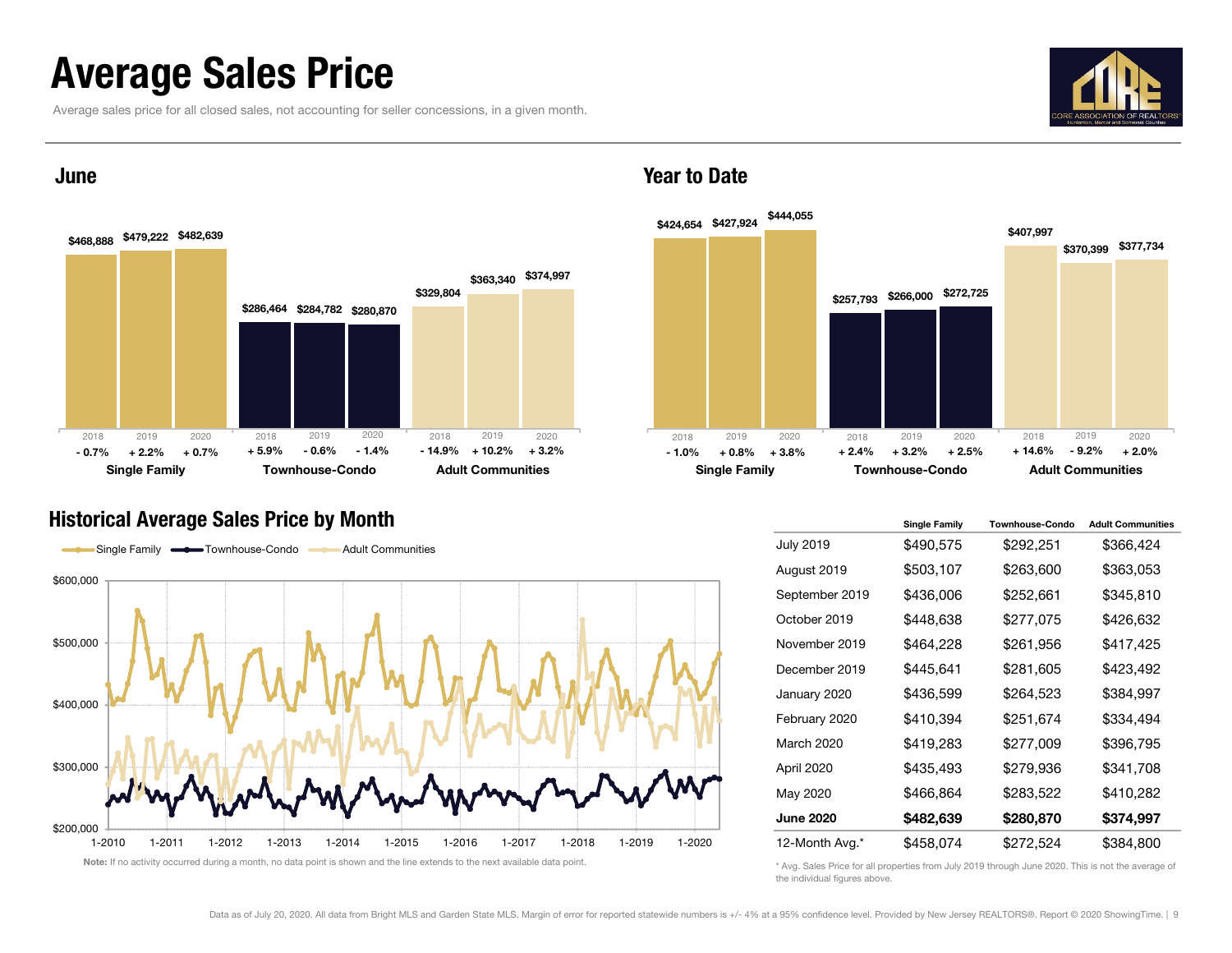# Average Sales Price

Average sales price for all closed sales, not accounting for seller concessions, in a given month.

## June

$468,888 $479,222 $482,639
2018 2019 2020
- 0.7% + 2.2% + 0.7%
Single Family

$286,464 $284,782 $280,870
2018 2019 2020
+ 5.9% - 0.6% - 1.4%
Townhouse-Condo

$329,804 $363,340 $374,997
2018 2019 2020
- 14.9% + 10.2% + 3.2%
Adult Communities

## Year to Date

$424,654 $427,924 $444,055
2018 2019 2020
- 1.0% + 0.8% + 3.8%
Single Family

$257,793 $266,000 $272,725
2018 2019 2020
+ 2.4% + 3.2% + 2.5%
Townhouse-Condo

$407,997 $370,399 $377,734
2018 2019 2020
+ 14.6% - 9.2% + 2.0%
Adult Communities

## Historical Average Sales Price by Month

Single Family — Townhouse-Condo — Adult Communities

$600,000
$500,000
$400,000
$300,000
$200,000

1-2010 1-2011 1-2012 1-2013 1-2014 1-2015 1-2016 1-2017 1-2018 1-2019 1-2020

**Note:** If no activity occurred during a month, no data point is shown and the line extends to the next available data point.

| | Single Family | Townhouse-Condo | Adult Communities |
|---|---|---|---|
| July 2019 | $490,575 | $292,251 | $366,424 |
| August 2019 | $503,107 | $263,600 | $363,053 |
| September 2019 | $436,006 | $252,661 | $345,810 |
| October 2019 | $448,638 | $277,075 | $426,632 |
| November 2019 | $464,228 | $261,956 | $417,425 |
| December 2019 | $445,641 | $281,605 | $423,492 |
| January 2020 | $436,599 | $264,523 | $384,997 |
| February 2020 | $410,394 | $251,674 | $334,494 |
| March 2020 | $419,283 | $277,009 | $396,795 |
| April 2020 | $435,493 | $279,936 | $341,708 |
| May 2020 | $466,864 | $283,522 | $410,282 |
| **June 2020** | **$482,639** | **$280,870** | **$374,997** |
| 12-Month Avg.* | $458,074 | $272,524 | $384,800 |

\* Avg. Sales Price for all properties from July 2019 through June 2020. This is not the average of the individual figures above.

Data as of July 20, 2020. All data from Bright MLS and Garden State MLS. Margin of error for reported statewide numbers is +/- 4% at a 95% confidence level. Provided by New Jersey REALTORS®. Report © 2020 ShowingTime.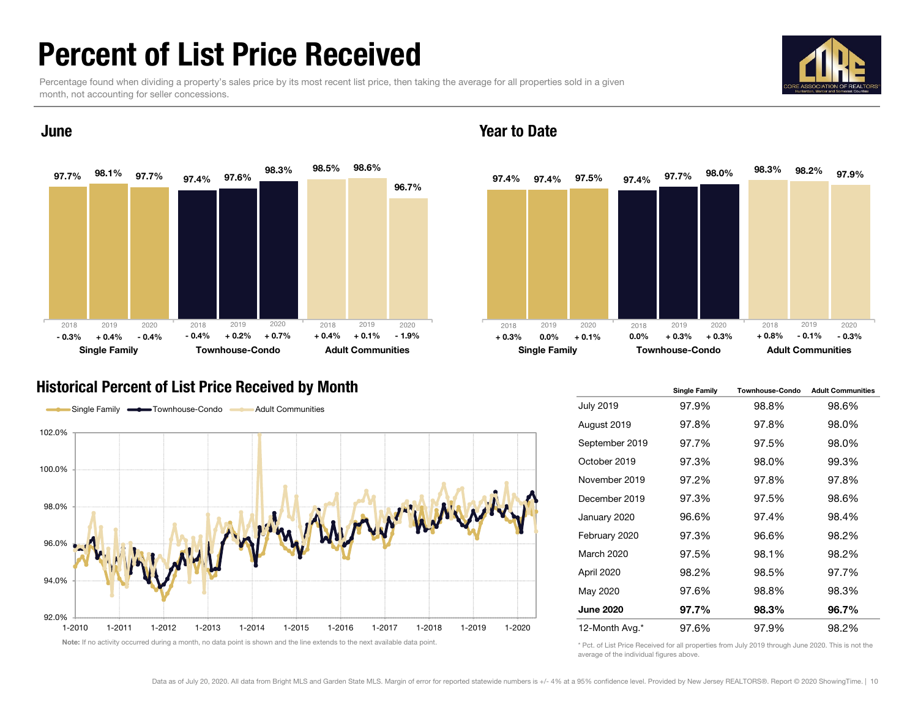# Percent of List Price Received

Percentage found when dividing a property's sales price by its most recent list price, then taking the average for all properties sold in a given month, not accounting for seller concessions.

CORE ASSOCIATION OF REALTORS
Hunterdon, Mercer and Somerset Counties

## June

97.7% 98.1% 97.7% 97.4% 97.6% 98.3% 98.5% 98.6% 96.7%

2018 2019 2020 2018 2019 2020 2018 2019 2020

- 0.3% + 0.4% - 0.4% - 0.4% + 0.2% + 0.7% + 0.4% + 0.1% - 1.9%

Single Family | Townhouse-Condo | Adult Communities

## Year to Date

97.4% 97.4% 97.5% 97.4% 97.7% 98.0% 98.3% 98.2% 97.9%

2018 2019 2020 2018 2019 2020 2018 2019 2020

+ 0.3% 0.0% + 0.1% 0.0% + 0.3% + 0.3% + 0.8% - 0.1% - 0.3%

Single Family | Townhouse-Condo | Adult Communities

## Historical Percent of List Price Received by Month

Single Family | Townhouse-Condo | Adult Communities

102.0% 100.0% 98.0% 96.0% 94.0% 92.0%

1-2010 1-2011 1-2012 1-2013 1-2014 1-2015 1-2016 1-2017 1-2018 1-2019 1-2020

**Note:** If no activity occurred during a month, no data point is shown and the line extends to the next available data point.

| | Single Family | Townhouse-Condo | Adult Communities |
|---|---|---|---|
| July 2019 | 97.9% | 98.8% | 98.6% |
| August 2019 | 97.8% | 97.8% | 98.0% |
| September 2019 | 97.7% | 97.5% | 98.0% |
| October 2019 | 97.3% | 98.0% | 99.3% |
| November 2019 | 97.2% | 97.8% | 97.8% |
| December 2019 | 97.3% | 97.5% | 98.6% |
| January 2020 | 96.6% | 97.4% | 98.4% |
| February 2020 | 97.3% | 96.6% | 98.2% |
| March 2020 | 97.5% | 98.1% | 98.2% |
| April 2020 | 98.2% | 98.5% | 97.7% |
| May 2020 | 97.6% | 98.8% | 98.3% |
| **June 2020** | **97.7%** | **98.3%** | **96.7%** |
| 12-Month Avg.* | 97.6% | 97.9% | 98.2% |

\* Pct. of List Price Received for all properties from July 2019 through June 2020. This is not the average of the individual figures above.

Data as of July 20, 2020. All data from Bright MLS and Garden State MLS. Margin of error for reported statewide numbers is +/- 4% at a 95% confidence level. Provided by New Jersey REALTORS®. Report © 2020 ShowingTime.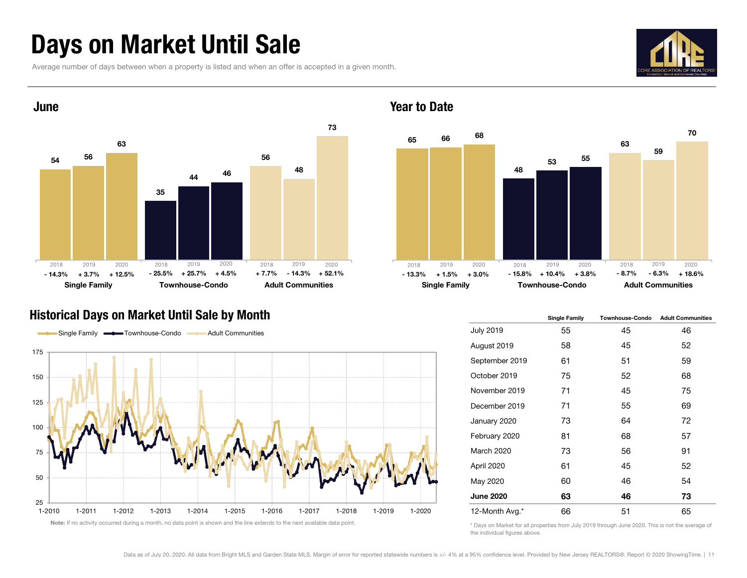# Days on Market Until Sale

Average number of days between when a property is listed and when an offer is accepted in a given month.

## June

54
56
63
35
44
46
56
48
73

2018 2019 2020 2018 2019 2020 2018 2019 2020

- 14.3% + 3.7% + 12.5% - 25.5% + 25.7% + 4.5% + 7.7% - 14.3% + 52.1%

Single Family Townhouse-Condo Adult Communities

## Year to Date

65
66
68
48
53
55
63
59
70

2018 2019 2020 2018 2019 2020 2018 2019 2020

- 13.3% + 1.5% + 3.0% - 15.8% + 10.4% + 3.8% - 8.7% - 6.3% + 18.6%

Single Family Townhouse-Condo Adult Communities

## Historical Days on Market Until Sale by Month

Single Family Townhouse-Condo Adult Communities

175
150
125
100
75
50
25

1-2010 1-2011 1-2012 1-2013 1-2014 1-2015 1-2016 1-2017 1-2018 1-2019 1-2020

**Note:** If no activity occurred during a month, no data point is shown and the line extends to the next available data point.

| | Single Family | Townhouse-Condo | Adult Communities |
|---|---|---|---|
| July 2019 | 55 | 45 | 46 |
| August 2019 | 58 | 45 | 52 |
| September 2019 | 61 | 51 | 59 |
| October 2019 | 75 | 52 | 68 |
| November 2019 | 71 | 45 | 75 |
| December 2019 | 71 | 55 | 69 |
| January 2020 | 73 | 64 | 72 |
| February 2020 | 81 | 68 | 57 |
| March 2020 | 73 | 56 | 91 |
| April 2020 | 61 | 45 | 52 |
| May 2020 | 60 | 46 | 54 |
| **June 2020** | **63** | **46** | **73** |
| 12-Month Avg.* | 66 | 51 | 65 |

\* Days on Market for all properties from July 2019 through June 2020. This is not the average of the individual figures above.

Data as of July 20, 2020. All data from Bright MLS and Garden State MLS. Margin of error for reported statewide numbers is +/- 4% at a 95% confidence level. Provided by New Jersey REALTORS®. Report © 2020 ShowingTime.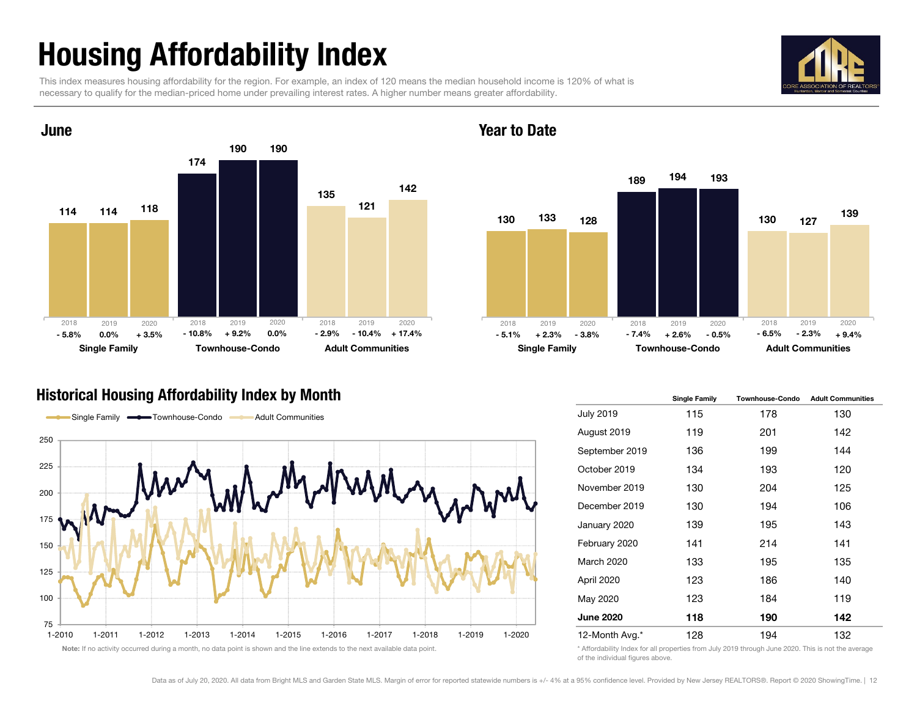# Housing Affordability Index

This index measures housing affordability for the region. For example, an index of 120 means the median household income is 120% of what is necessary to qualify for the median-priced home under prevailing interest rates. A higher number means greater affordability.

CORE ASSOCIATION OF REALTORS® Hunterdon, Mercer and Somerset Counties

## June

Single Family
114 — 2018 — - 5.8%
114 — 2019 — 0.0%
118 — 2020 — + 3.5%

Townhouse-Condo
174 — 2018 — - 10.8%
190 — 2019 — + 9.2%
190 — 2020 — 0.0%

Adult Communities
135 — 2018 — - 2.9%
121 — 2019 — - 10.4%
142 — 2020 — + 17.4%

## Year to Date

Single Family
130 — 2018 — - 5.1%
133 — 2019 — + 2.3%
128 — 2020 — - 3.8%

Townhouse-Condo
189 — 2018 — - 7.4%
194 — 2019 — + 2.6%
193 — 2020 — - 0.5%

Adult Communities
130 — 2018 — - 6.5%
127 — 2019 — - 2.3%
139 — 2020 — + 9.4%

## Historical Housing Affordability Index by Month

Single Family — Townhouse-Condo — Adult Communities

250, 225, 200, 175, 150, 125, 100, 75

1-2010, 1-2011, 1-2012, 1-2013, 1-2014, 1-2015, 1-2016, 1-2017, 1-2018, 1-2019, 1-2020

**Note:** If no activity occurred during a month, no data point is shown and the line extends to the next available data point.

| | Single Family | Townhouse-Condo | Adult Communities |
|---|---|---|---|
| July 2019 | 115 | 178 | 130 |
| August 2019 | 119 | 201 | 142 |
| September 2019 | 136 | 199 | 144 |
| October 2019 | 134 | 193 | 120 |
| November 2019 | 130 | 204 | 125 |
| December 2019 | 130 | 194 | 106 |
| January 2020 | 139 | 195 | 143 |
| February 2020 | 141 | 214 | 141 |
| March 2020 | 133 | 195 | 135 |
| April 2020 | 123 | 186 | 140 |
| May 2020 | 123 | 184 | 119 |
| **June 2020** | **118** | **190** | **142** |
| 12-Month Avg.* | 128 | 194 | 132 |

\* Affordability Index for all properties from July 2019 through June 2020. This is not the average of the individual figures above.

Data as of July 20, 2020. All data from Bright MLS and Garden State MLS. Margin of error for reported statewide numbers is +/- 4% at a 95% confidence level. Provided by New Jersey REALTORS®. Report © 2020 ShowingTime.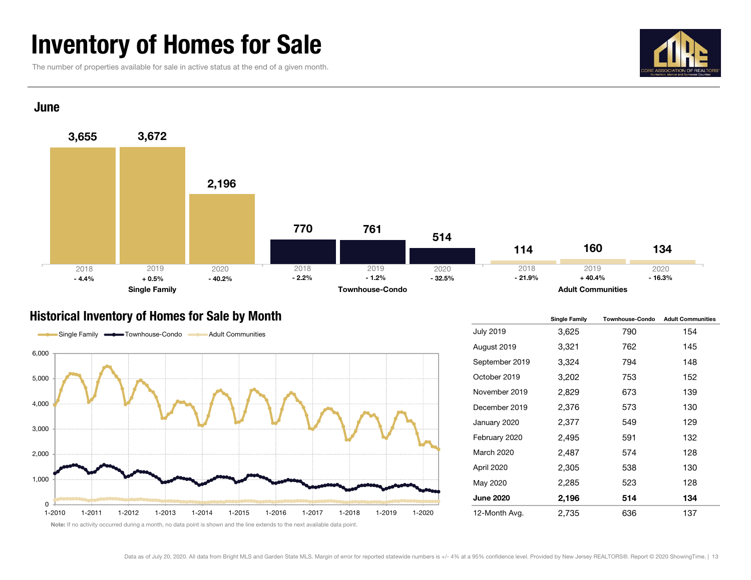# Inventory of Homes for Sale

The number of properties available for sale in active status at the end of a given month.

## June

3,655
3,672
2,196
770
761
514
114
160
134

2018
- 4.4%
2019
+ 0.5%
2020
- 40.2%
Single Family

2018
- 2.2%
2019
- 1.2%
2020
- 32.5%
Townhouse-Condo

2018
- 21.9%
2019
+ 40.4%
2020
- 16.3%
Adult Communities

## Historical Inventory of Homes for Sale by Month

Single Family
Townhouse-Condo
Adult Communities

6,000
5,000
4,000
3,000
2,000
1,000
0

1-2010
1-2011
1-2012
1-2013
1-2014
1-2015
1-2016
1-2017
1-2018
1-2019
1-2020

**Note:** If no activity occurred during a month, no data point is shown and the line extends to the next available data point.

| | Single Family | Townhouse-Condo | Adult Communities |
|---|---|---|---|
| July 2019 | 3,625 | 790 | 154 |
| August 2019 | 3,321 | 762 | 145 |
| September 2019 | 3,324 | 794 | 148 |
| October 2019 | 3,202 | 753 | 152 |
| November 2019 | 2,829 | 673 | 139 |
| December 2019 | 2,376 | 573 | 130 |
| January 2020 | 2,377 | 549 | 129 |
| February 2020 | 2,495 | 591 | 132 |
| March 2020 | 2,487 | 574 | 128 |
| April 2020 | 2,305 | 538 | 130 |
| May 2020 | 2,285 | 523 | 128 |
| **June 2020** | **2,196** | **514** | **134** |
| 12-Month Avg. | 2,735 | 636 | 137 |

Data as of July 20, 2020. All data from Bright MLS and Garden State MLS. Margin of error for reported statewide numbers is +/- 4% at a 95% confidence level. Provided by New Jersey REALTORS®. Report © 2020 ShowingTime.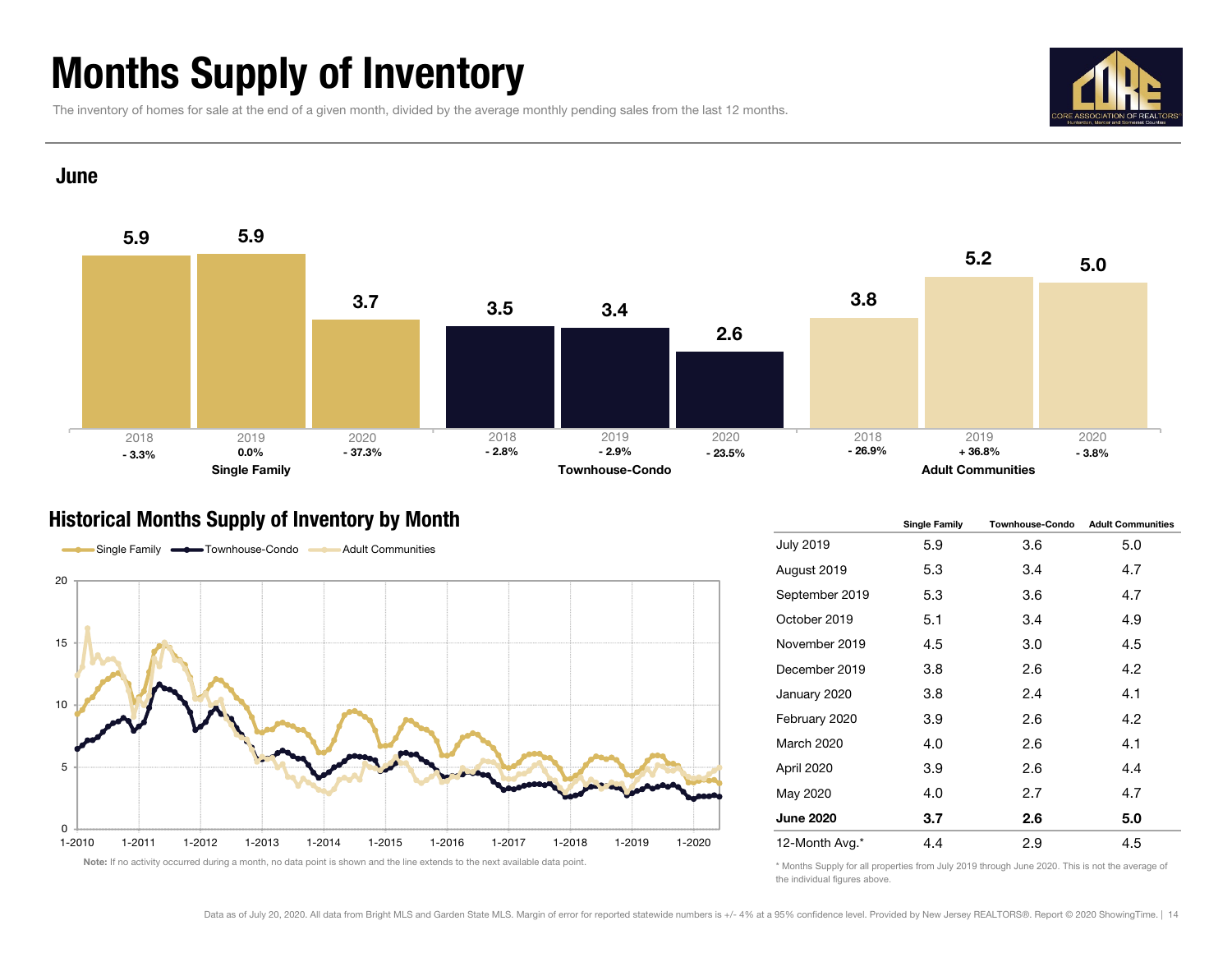# Months Supply of Inventory

The inventory of homes for sale at the end of a given month, divided by the average monthly pending sales from the last 12 months.

## June

5.9
5.9
3.7
3.5
3.4
2.6
3.8
5.2
5.0

2018
- 3.3%
2019
0.0%
2020
- 37.3%
Single Family

2018
- 2.8%
2019
- 2.9%
2020
- 23.5%
Townhouse-Condo

2018
- 26.9%
2019
+ 36.8%
2020
- 3.8%
Adult Communities

## Historical Months Supply of Inventory by Month

Single Family
Townhouse-Condo
Adult Communities

20
15
10
5
0

1-2010
1-2011
1-2012
1-2013
1-2014
1-2015
1-2016
1-2017
1-2018
1-2019
1-2020

**Note:** If no activity occurred during a month, no data point is shown and the line extends to the next available data point.

| | Single Family | Townhouse-Condo | Adult Communities |
|---|---|---|---|
| July 2019 | 5.9 | 3.6 | 5.0 |
| August 2019 | 5.3 | 3.4 | 4.7 |
| September 2019 | 5.3 | 3.6 | 4.7 |
| October 2019 | 5.1 | 3.4 | 4.9 |
| November 2019 | 4.5 | 3.0 | 4.5 |
| December 2019 | 3.8 | 2.6 | 4.2 |
| January 2020 | 3.8 | 2.4 | 4.1 |
| February 2020 | 3.9 | 2.6 | 4.2 |
| March 2020 | 4.0 | 2.6 | 4.1 |
| April 2020 | 3.9 | 2.6 | 4.4 |
| May 2020 | 4.0 | 2.7 | 4.7 |
| **June 2020** | **3.7** | **2.6** | **5.0** |
| 12-Month Avg.* | 4.4 | 2.9 | 4.5 |

* Months Supply for all properties from July 2019 through June 2020. This is not the average of the individual figures above.

Data as of July 20, 2020. All data from Bright MLS and Garden State MLS. Margin of error for reported statewide numbers is +/- 4% at a 95% confidence level. Provided by New Jersey REALTORS®. Report © 2020 ShowingTime.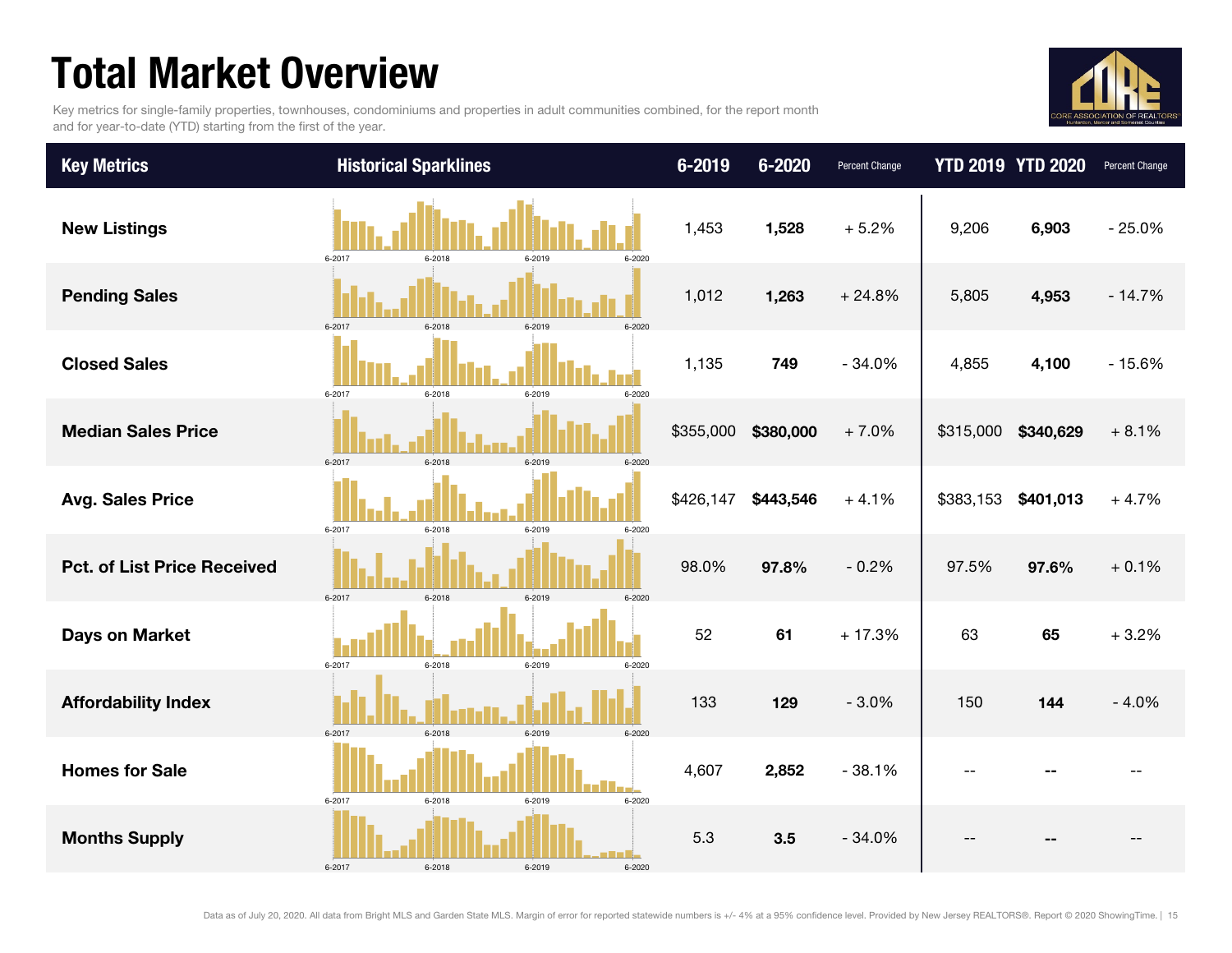# Total Market Overview

Key metrics for single-family properties, townhouses, condominiums and properties in adult communities combined, for the report month and for year-to-date (YTD) starting from the first of the year.

| Key Metrics | Historical Sparklines | 6-2019 | 6-2020 | Percent Change | YTD 2019 | YTD 2020 | Percent Change |
|---|---|---|---|---|---|---|---|
| New Listings | 6-2017 6-2018 6-2019 6-2020 | 1,453 | **1,528** | + 5.2% | 9,206 | **6,903** | - 25.0% |
| Pending Sales | 6-2017 6-2018 6-2019 6-2020 | 1,012 | **1,263** | + 24.8% | 5,805 | **4,953** | - 14.7% |
| Closed Sales | 6-2017 6-2018 6-2019 6-2020 | 1,135 | **749** | - 34.0% | 4,855 | **4,100** | - 15.6% |
| Median Sales Price | 6-2017 6-2018 6-2019 6-2020 | $355,000 | **$380,000** | + 7.0% | $315,000 | **$340,629** | + 8.1% |
| Avg. Sales Price | 6-2017 6-2018 6-2019 6-2020 | $426,147 | **$443,546** | + 4.1% | $383,153 | **$401,013** | + 4.7% |
| Pct. of List Price Received | 6-2017 6-2018 6-2019 6-2020 | 98.0% | **97.8%** | - 0.2% | 97.5% | **97.6%** | + 0.1% |
| Days on Market | 6-2017 6-2018 6-2019 6-2020 | 52 | **61** | + 17.3% | 63 | **65** | + 3.2% |
| Affordability Index | 6-2017 6-2018 6-2019 6-2020 | 133 | **129** | - 3.0% | 150 | **144** | - 4.0% |
| Homes for Sale | 6-2017 6-2018 6-2019 6-2020 | 4,607 | **2,852** | - 38.1% | -- | **--** | -- |
| Months Supply | 6-2017 6-2018 6-2019 6-2020 | 5.3 | **3.5** | - 34.0% | -- | **--** | -- |

Data as of July 20, 2020. All data from Bright MLS and Garden State MLS. Margin of error for reported statewide numbers is +/- 4% at a 95% confidence level. Provided by New Jersey REALTORS®. Report © 2020 ShowingTime.